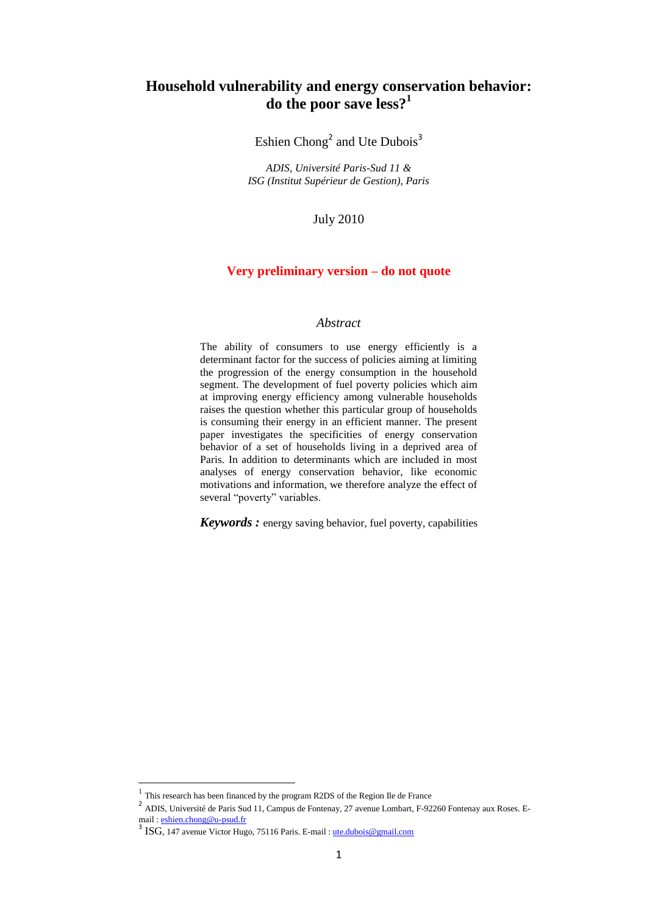# Household vulnerability and energy conservation behavior: do the poor save less?[1]

Eshien Chong[2] and Ute Dubois[3]

*ADIS, Université Paris-Sud 11 &*
*ISG (Institut Supérieur de Gestion), Paris*

July 2010

**Very preliminary version – do not quote**

### *Abstract*

The ability of consumers to use energy efficiently is a determinant factor for the success of policies aiming at limiting the progression of the energy consumption in the household segment. The development of fuel poverty policies which aim at improving energy efficiency among vulnerable households raises the question whether this particular group of households is consuming their energy in an efficient manner. The present paper investigates the specificities of energy conservation behavior of a set of households living in a deprived area of Paris. In addition to determinants which are included in most analyses of energy conservation behavior, like economic motivations and information, we therefore analyze the effect of several "poverty" variables.

***Keywords :*** energy saving behavior, fuel poverty, capabilities

---

[1] This research has been financed by the program R2DS of the Region Ile de France

[2] ADIS, Université de Paris Sud 11, Campus de Fontenay, 27 avenue Lombart, F-92260 Fontenay aux Roses. E-mail : eshien.chong@u-psud.fr

[3] ISG, 147 avenue Victor Hugo, 75116 Paris. E-mail : ute.dubois@gmail.com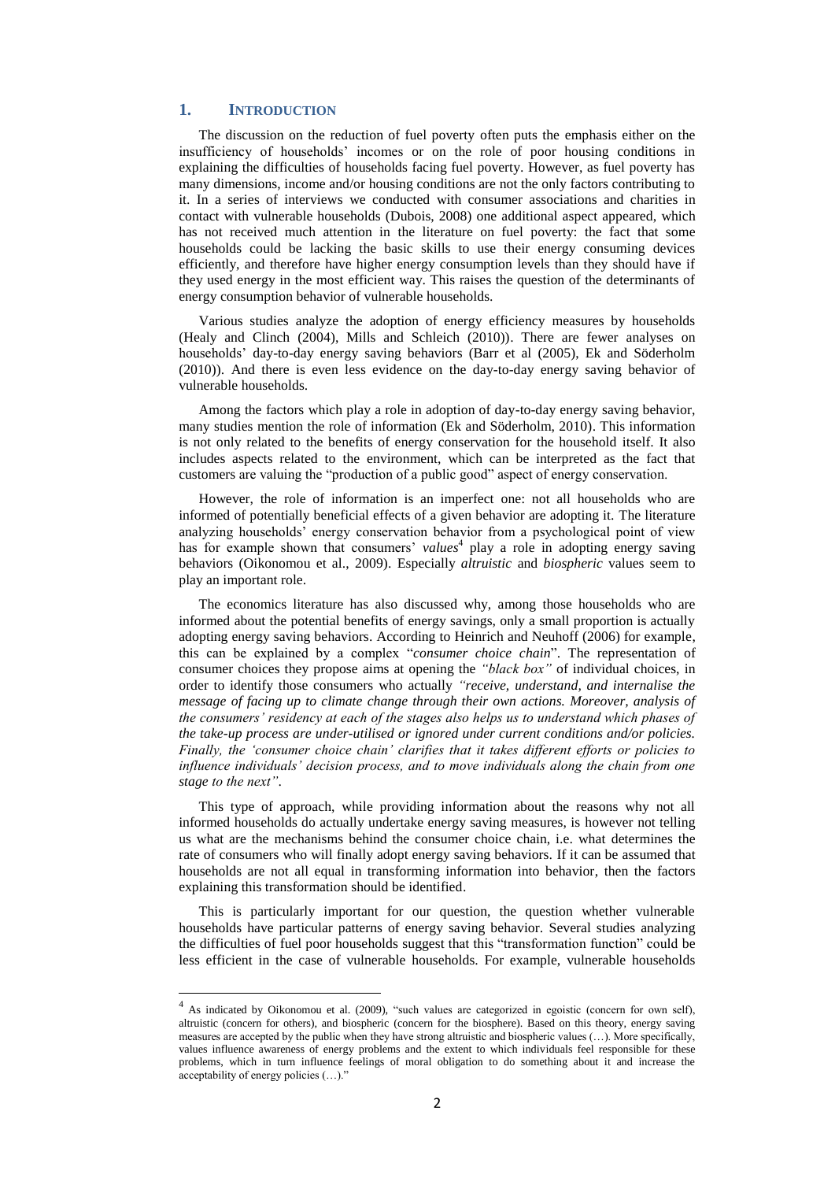## 1. INTRODUCTION

The discussion on the reduction of fuel poverty often puts the emphasis either on the insufficiency of households' incomes or on the role of poor housing conditions in explaining the difficulties of households facing fuel poverty. However, as fuel poverty has many dimensions, income and/or housing conditions are not the only factors contributing to it. In a series of interviews we conducted with consumer associations and charities in contact with vulnerable households (Dubois, 2008) one additional aspect appeared, which has not received much attention in the literature on fuel poverty: the fact that some households could be lacking the basic skills to use their energy consuming devices efficiently, and therefore have higher energy consumption levels than they should have if they used energy in the most efficient way. This raises the question of the determinants of energy consumption behavior of vulnerable households.

Various studies analyze the adoption of energy efficiency measures by households (Healy and Clinch (2004), Mills and Schleich (2010)). There are fewer analyses on households' day-to-day energy saving behaviors (Barr et al (2005), Ek and Söderholm (2010)). And there is even less evidence on the day-to-day energy saving behavior of vulnerable households.

Among the factors which play a role in adoption of day-to-day energy saving behavior, many studies mention the role of information (Ek and Söderholm, 2010). This information is not only related to the benefits of energy conservation for the household itself. It also includes aspects related to the environment, which can be interpreted as the fact that customers are valuing the "production of a public good" aspect of energy conservation.

However, the role of information is an imperfect one: not all households who are informed of potentially beneficial effects of a given behavior are adopting it. The literature analyzing households' energy conservation behavior from a psychological point of view has for example shown that consumers' *values*[4] play a role in adopting energy saving behaviors (Oikonomou et al., 2009). Especially *altruistic* and *biospheric* values seem to play an important role.

The economics literature has also discussed why, among those households who are informed about the potential benefits of energy savings, only a small proportion is actually adopting energy saving behaviors. According to Heinrich and Neuhoff (2006) for example, this can be explained by a complex "*consumer choice chain*". The representation of consumer choices they propose aims at opening the *"black box"* of individual choices, in order to identify those consumers who actually *"receive, understand, and internalise the message of facing up to climate change through their own actions. Moreover, analysis of the consumers' residency at each of the stages also helps us to understand which phases of the take-up process are under-utilised or ignored under current conditions and/or policies. Finally, the 'consumer choice chain' clarifies that it takes different efforts or policies to influence individuals' decision process, and to move individuals along the chain from one stage to the next"*.

This type of approach, while providing information about the reasons why not all informed households do actually undertake energy saving measures, is however not telling us what are the mechanisms behind the consumer choice chain, i.e. what determines the rate of consumers who will finally adopt energy saving behaviors. If it can be assumed that households are not all equal in transforming information into behavior, then the factors explaining this transformation should be identified.

This is particularly important for our question, the question whether vulnerable households have particular patterns of energy saving behavior. Several studies analyzing the difficulties of fuel poor households suggest that this "transformation function" could be less efficient in the case of vulnerable households. For example, vulnerable households

---

[4] As indicated by Oikonomou et al. (2009), "such values are categorized in egoistic (concern for own self), altruistic (concern for others), and biospheric (concern for the biosphere). Based on this theory, energy saving measures are accepted by the public when they have strong altruistic and biospheric values (…). More specifically, values influence awareness of energy problems and the extent to which individuals feel responsible for these problems, which in turn influence feelings of moral obligation to do something about it and increase the acceptability of energy policies (…)."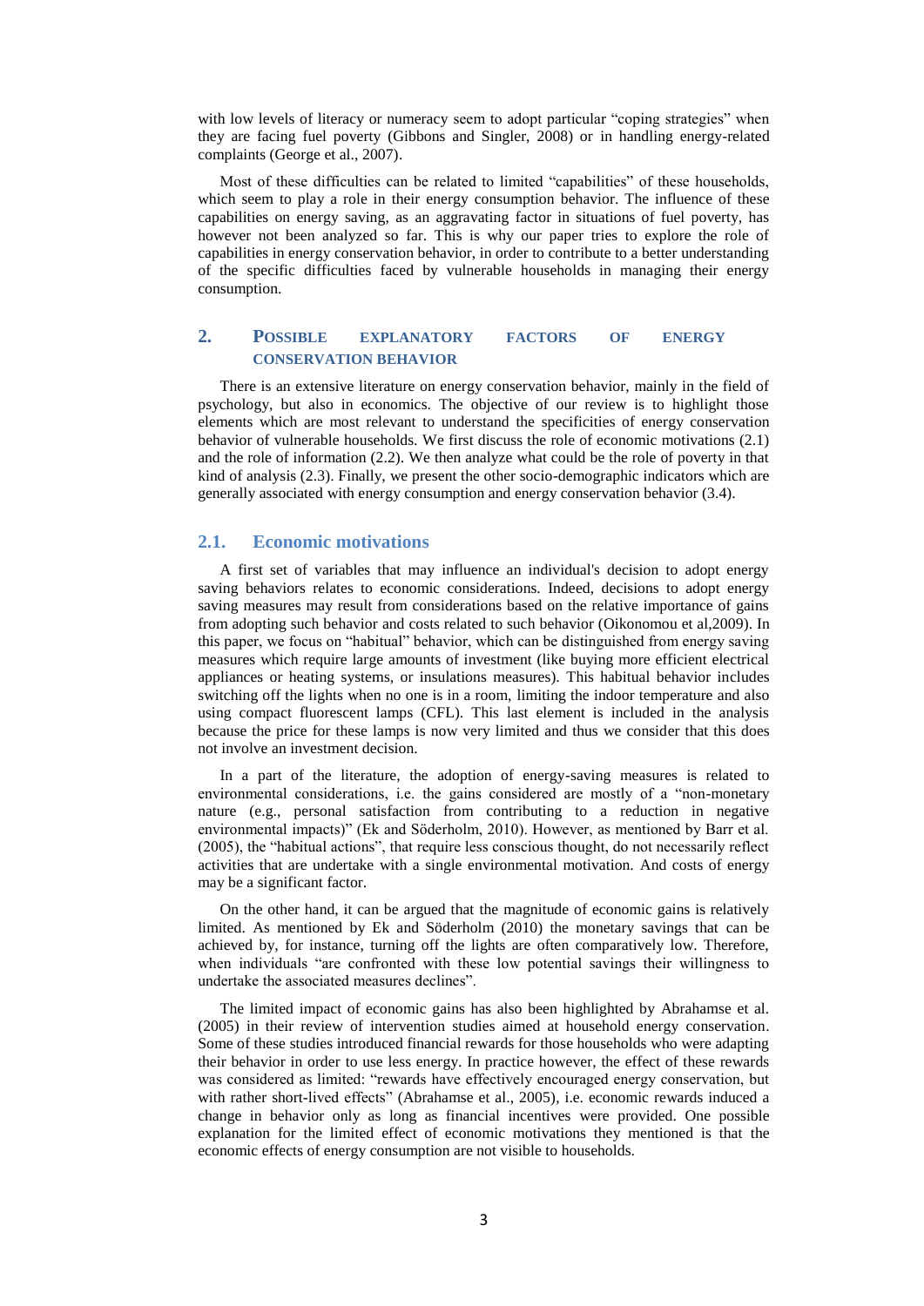with low levels of literacy or numeracy seem to adopt particular "coping strategies" when they are facing fuel poverty (Gibbons and Singler, 2008) or in handling energy-related complaints (George et al., 2007).

Most of these difficulties can be related to limited "capabilities" of these households, which seem to play a role in their energy consumption behavior. The influence of these capabilities on energy saving, as an aggravating factor in situations of fuel poverty, has however not been analyzed so far. This is why our paper tries to explore the role of capabilities in energy conservation behavior, in order to contribute to a better understanding of the specific difficulties faced by vulnerable households in managing their energy consumption.

## 2. Possible explanatory factors of energy conservation behavior

There is an extensive literature on energy conservation behavior, mainly in the field of psychology, but also in economics. The objective of our review is to highlight those elements which are most relevant to understand the specificities of energy conservation behavior of vulnerable households. We first discuss the role of economic motivations (2.1) and the role of information (2.2). We then analyze what could be the role of poverty in that kind of analysis (2.3). Finally, we present the other socio-demographic indicators which are generally associated with energy consumption and energy conservation behavior (3.4).

### 2.1. Economic motivations

A first set of variables that may influence an individual's decision to adopt energy saving behaviors relates to economic considerations. Indeed, decisions to adopt energy saving measures may result from considerations based on the relative importance of gains from adopting such behavior and costs related to such behavior (Oikonomou et al,2009). In this paper, we focus on "habitual" behavior, which can be distinguished from energy saving measures which require large amounts of investment (like buying more efficient electrical appliances or heating systems, or insulations measures). This habitual behavior includes switching off the lights when no one is in a room, limiting the indoor temperature and also using compact fluorescent lamps (CFL). This last element is included in the analysis because the price for these lamps is now very limited and thus we consider that this does not involve an investment decision.

In a part of the literature, the adoption of energy-saving measures is related to environmental considerations, i.e. the gains considered are mostly of a "non-monetary nature (e.g., personal satisfaction from contributing to a reduction in negative environmental impacts)" (Ek and Söderholm, 2010). However, as mentioned by Barr et al. (2005), the "habitual actions", that require less conscious thought, do not necessarily reflect activities that are undertake with a single environmental motivation. And costs of energy may be a significant factor.

On the other hand, it can be argued that the magnitude of economic gains is relatively limited. As mentioned by Ek and Söderholm (2010) the monetary savings that can be achieved by, for instance, turning off the lights are often comparatively low. Therefore, when individuals "are confronted with these low potential savings their willingness to undertake the associated measures declines".

The limited impact of economic gains has also been highlighted by Abrahamse et al. (2005) in their review of intervention studies aimed at household energy conservation. Some of these studies introduced financial rewards for those households who were adapting their behavior in order to use less energy. In practice however, the effect of these rewards was considered as limited: "rewards have effectively encouraged energy conservation, but with rather short-lived effects" (Abrahamse et al., 2005), i.e. economic rewards induced a change in behavior only as long as financial incentives were provided. One possible explanation for the limited effect of economic motivations they mentioned is that the economic effects of energy consumption are not visible to households.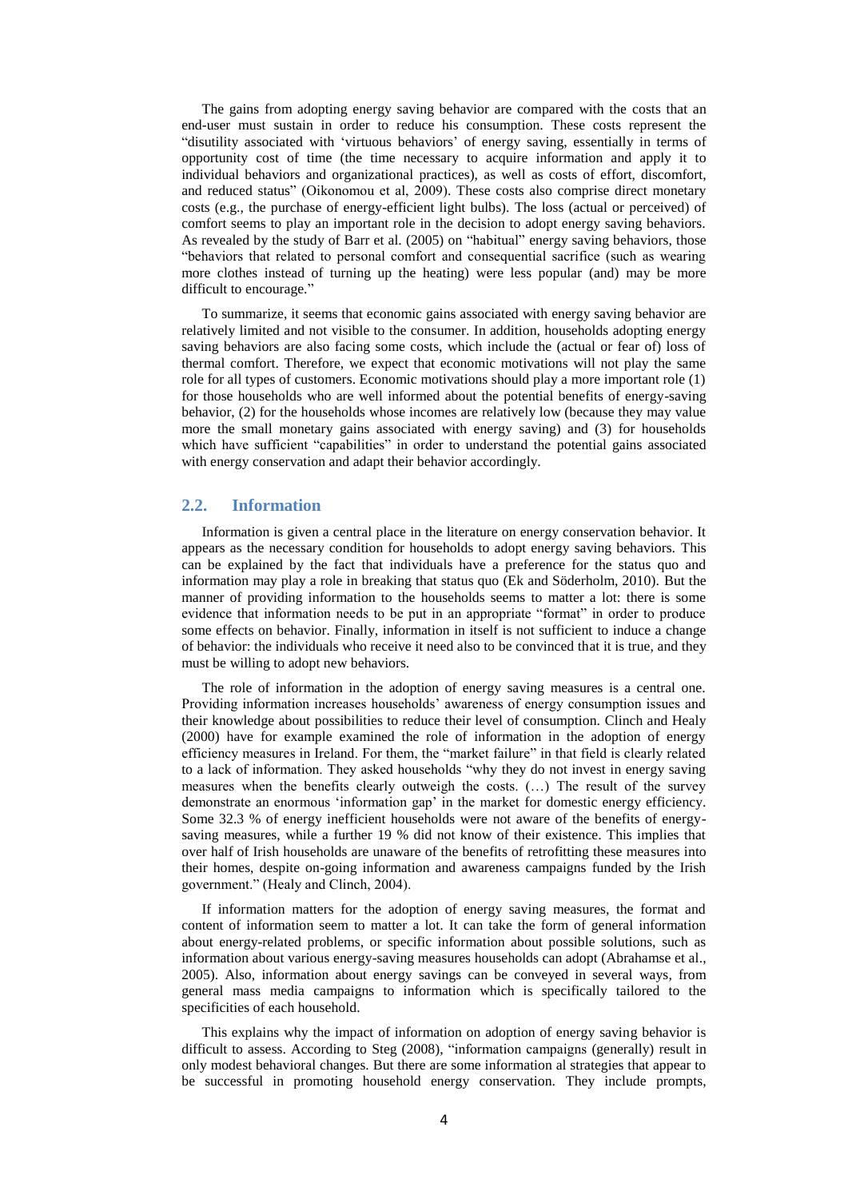The gains from adopting energy saving behavior are compared with the costs that an end-user must sustain in order to reduce his consumption. These costs represent the "disutility associated with 'virtuous behaviors' of energy saving, essentially in terms of opportunity cost of time (the time necessary to acquire information and apply it to individual behaviors and organizational practices), as well as costs of effort, discomfort, and reduced status" (Oikonomou et al, 2009). These costs also comprise direct monetary costs (e.g., the purchase of energy-efficient light bulbs). The loss (actual or perceived) of comfort seems to play an important role in the decision to adopt energy saving behaviors. As revealed by the study of Barr et al. (2005) on "habitual" energy saving behaviors, those "behaviors that related to personal comfort and consequential sacrifice (such as wearing more clothes instead of turning up the heating) were less popular (and) may be more difficult to encourage."

To summarize, it seems that economic gains associated with energy saving behavior are relatively limited and not visible to the consumer. In addition, households adopting energy saving behaviors are also facing some costs, which include the (actual or fear of) loss of thermal comfort. Therefore, we expect that economic motivations will not play the same role for all types of customers. Economic motivations should play a more important role (1) for those households who are well informed about the potential benefits of energy-saving behavior, (2) for the households whose incomes are relatively low (because they may value more the small monetary gains associated with energy saving) and (3) for households which have sufficient "capabilities" in order to understand the potential gains associated with energy conservation and adapt their behavior accordingly.

## 2.2. Information

Information is given a central place in the literature on energy conservation behavior. It appears as the necessary condition for households to adopt energy saving behaviors. This can be explained by the fact that individuals have a preference for the status quo and information may play a role in breaking that status quo (Ek and Söderholm, 2010). But the manner of providing information to the households seems to matter a lot: there is some evidence that information needs to be put in an appropriate "format" in order to produce some effects on behavior. Finally, information in itself is not sufficient to induce a change of behavior: the individuals who receive it need also to be convinced that it is true, and they must be willing to adopt new behaviors.

The role of information in the adoption of energy saving measures is a central one. Providing information increases households' awareness of energy consumption issues and their knowledge about possibilities to reduce their level of consumption. Clinch and Healy (2000) have for example examined the role of information in the adoption of energy efficiency measures in Ireland. For them, the "market failure" in that field is clearly related to a lack of information. They asked households "why they do not invest in energy saving measures when the benefits clearly outweigh the costs. (…) The result of the survey demonstrate an enormous 'information gap' in the market for domestic energy efficiency. Some 32.3 % of energy inefficient households were not aware of the benefits of energy-saving measures, while a further 19 % did not know of their existence. This implies that over half of Irish households are unaware of the benefits of retrofitting these measures into their homes, despite on-going information and awareness campaigns funded by the Irish government." (Healy and Clinch, 2004).

If information matters for the adoption of energy saving measures, the format and content of information seem to matter a lot. It can take the form of general information about energy-related problems, or specific information about possible solutions, such as information about various energy-saving measures households can adopt (Abrahamse et al., 2005). Also, information about energy savings can be conveyed in several ways, from general mass media campaigns to information which is specifically tailored to the specificities of each household.

This explains why the impact of information on adoption of energy saving behavior is difficult to assess. According to Steg (2008), "information campaigns (generally) result in only modest behavioral changes. But there are some information al strategies that appear to be successful in promoting household energy conservation. They include prompts,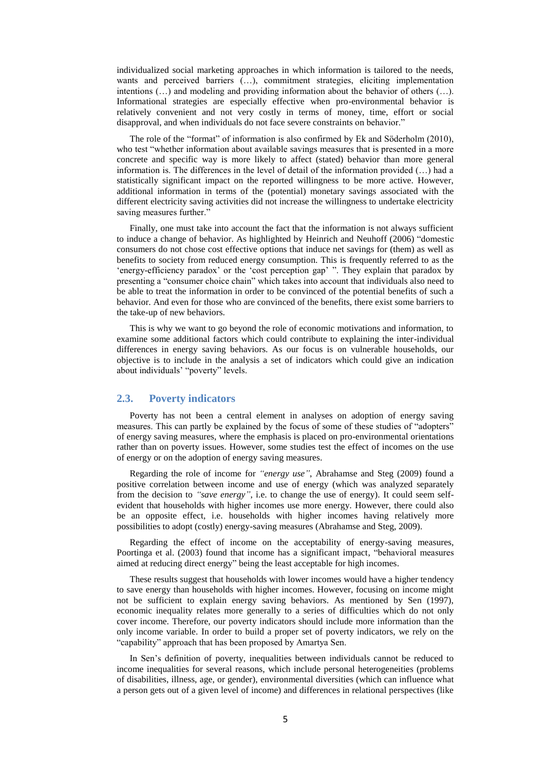individualized social marketing approaches in which information is tailored to the needs, wants and perceived barriers (…), commitment strategies, eliciting implementation intentions (…) and modeling and providing information about the behavior of others (…). Informational strategies are especially effective when pro-environmental behavior is relatively convenient and not very costly in terms of money, time, effort or social disapproval, and when individuals do not face severe constraints on behavior."

The role of the "format" of information is also confirmed by Ek and Söderholm (2010), who test "whether information about available savings measures that is presented in a more concrete and specific way is more likely to affect (stated) behavior than more general information is. The differences in the level of detail of the information provided (…) had a statistically significant impact on the reported willingness to be more active. However, additional information in terms of the (potential) monetary savings associated with the different electricity saving activities did not increase the willingness to undertake electricity saving measures further."

Finally, one must take into account the fact that the information is not always sufficient to induce a change of behavior. As highlighted by Heinrich and Neuhoff (2006) "domestic consumers do not chose cost effective options that induce net savings for (them) as well as benefits to society from reduced energy consumption. This is frequently referred to as the 'energy-efficiency paradox' or the 'cost perception gap' ". They explain that paradox by presenting a "consumer choice chain" which takes into account that individuals also need to be able to treat the information in order to be convinced of the potential benefits of such a behavior. And even for those who are convinced of the benefits, there exist some barriers to the take-up of new behaviors.

This is why we want to go beyond the role of economic motivations and information, to examine some additional factors which could contribute to explaining the inter-individual differences in energy saving behaviors. As our focus is on vulnerable households, our objective is to include in the analysis a set of indicators which could give an indication about individuals' "poverty" levels.

## 2.3. Poverty indicators

Poverty has not been a central element in analyses on adoption of energy saving measures. This can partly be explained by the focus of some of these studies of "adopters" of energy saving measures, where the emphasis is placed on pro-environmental orientations rather than on poverty issues. However, some studies test the effect of incomes on the use of energy or on the adoption of energy saving measures.

Regarding the role of income for *"energy use"*, Abrahamse and Steg (2009) found a positive correlation between income and use of energy (which was analyzed separately from the decision to *"save energy"*, i.e. to change the use of energy). It could seem self-evident that households with higher incomes use more energy. However, there could also be an opposite effect, i.e. households with higher incomes having relatively more possibilities to adopt (costly) energy-saving measures (Abrahamse and Steg, 2009).

Regarding the effect of income on the acceptability of energy-saving measures, Poortinga et al. (2003) found that income has a significant impact, "behavioral measures aimed at reducing direct energy" being the least acceptable for high incomes.

These results suggest that households with lower incomes would have a higher tendency to save energy than households with higher incomes. However, focusing on income might not be sufficient to explain energy saving behaviors. As mentioned by Sen (1997), economic inequality relates more generally to a series of difficulties which do not only cover income. Therefore, our poverty indicators should include more information than the only income variable. In order to build a proper set of poverty indicators, we rely on the "capability" approach that has been proposed by Amartya Sen.

In Sen's definition of poverty, inequalities between individuals cannot be reduced to income inequalities for several reasons, which include personal heterogeneities (problems of disabilities, illness, age, or gender), environmental diversities (which can influence what a person gets out of a given level of income) and differences in relational perspectives (like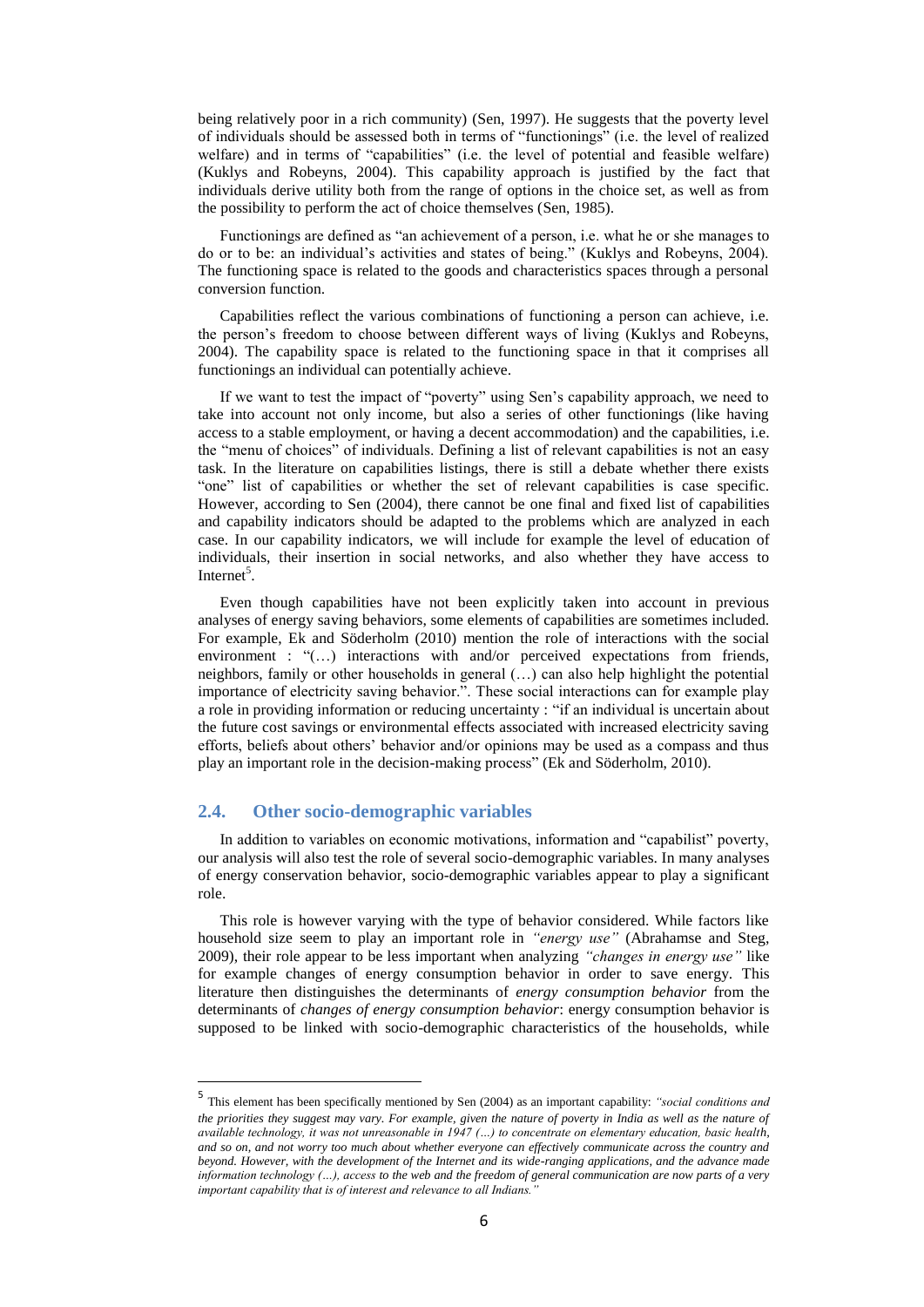being relatively poor in a rich community) (Sen, 1997). He suggests that the poverty level of individuals should be assessed both in terms of "functionings" (i.e. the level of realized welfare) and in terms of "capabilities" (i.e. the level of potential and feasible welfare) (Kuklys and Robeyns, 2004). This capability approach is justified by the fact that individuals derive utility both from the range of options in the choice set, as well as from the possibility to perform the act of choice themselves (Sen, 1985).

Functionings are defined as "an achievement of a person, i.e. what he or she manages to do or to be: an individual's activities and states of being." (Kuklys and Robeyns, 2004). The functioning space is related to the goods and characteristics spaces through a personal conversion function.

Capabilities reflect the various combinations of functioning a person can achieve, i.e. the person's freedom to choose between different ways of living (Kuklys and Robeyns, 2004). The capability space is related to the functioning space in that it comprises all functionings an individual can potentially achieve.

If we want to test the impact of "poverty" using Sen's capability approach, we need to take into account not only income, but also a series of other functionings (like having access to a stable employment, or having a decent accommodation) and the capabilities, i.e. the "menu of choices" of individuals. Defining a list of relevant capabilities is not an easy task. In the literature on capabilities listings, there is still a debate whether there exists "one" list of capabilities or whether the set of relevant capabilities is case specific. However, according to Sen (2004), there cannot be one final and fixed list of capabilities and capability indicators should be adapted to the problems which are analyzed in each case. In our capability indicators, we will include for example the level of education of individuals, their insertion in social networks, and also whether they have access to Internet[5].

Even though capabilities have not been explicitly taken into account in previous analyses of energy saving behaviors, some elements of capabilities are sometimes included. For example, Ek and Söderholm (2010) mention the role of interactions with the social environment : "(…) interactions with and/or perceived expectations from friends, neighbors, family or other households in general (…) can also help highlight the potential importance of electricity saving behavior.". These social interactions can for example play a role in providing information or reducing uncertainty : "if an individual is uncertain about the future cost savings or environmental effects associated with increased electricity saving efforts, beliefs about others' behavior and/or opinions may be used as a compass and thus play an important role in the decision-making process" (Ek and Söderholm, 2010).

## 2.4. Other socio-demographic variables

In addition to variables on economic motivations, information and "capabilist" poverty, our analysis will also test the role of several socio-demographic variables. In many analyses of energy conservation behavior, socio-demographic variables appear to play a significant role.

This role is however varying with the type of behavior considered. While factors like household size seem to play an important role in *"energy use"* (Abrahamse and Steg, 2009), their role appear to be less important when analyzing *"changes in energy use"* like for example changes of energy consumption behavior in order to save energy. This literature then distinguishes the determinants of *energy consumption behavior* from the determinants of *changes of energy consumption behavior*: energy consumption behavior is supposed to be linked with socio-demographic characteristics of the households, while

[5] This element has been specifically mentioned by Sen (2004) as an important capability: *"social conditions and the priorities they suggest may vary. For example, given the nature of poverty in India as well as the nature of available technology, it was not unreasonable in 1947 (…) to concentrate on elementary education, basic health, and so on, and not worry too much about whether everyone can effectively communicate across the country and beyond. However, with the development of the Internet and its wide-ranging applications, and the advance made information technology (…), access to the web and the freedom of general communication are now parts of a very important capability that is of interest and relevance to all Indians."*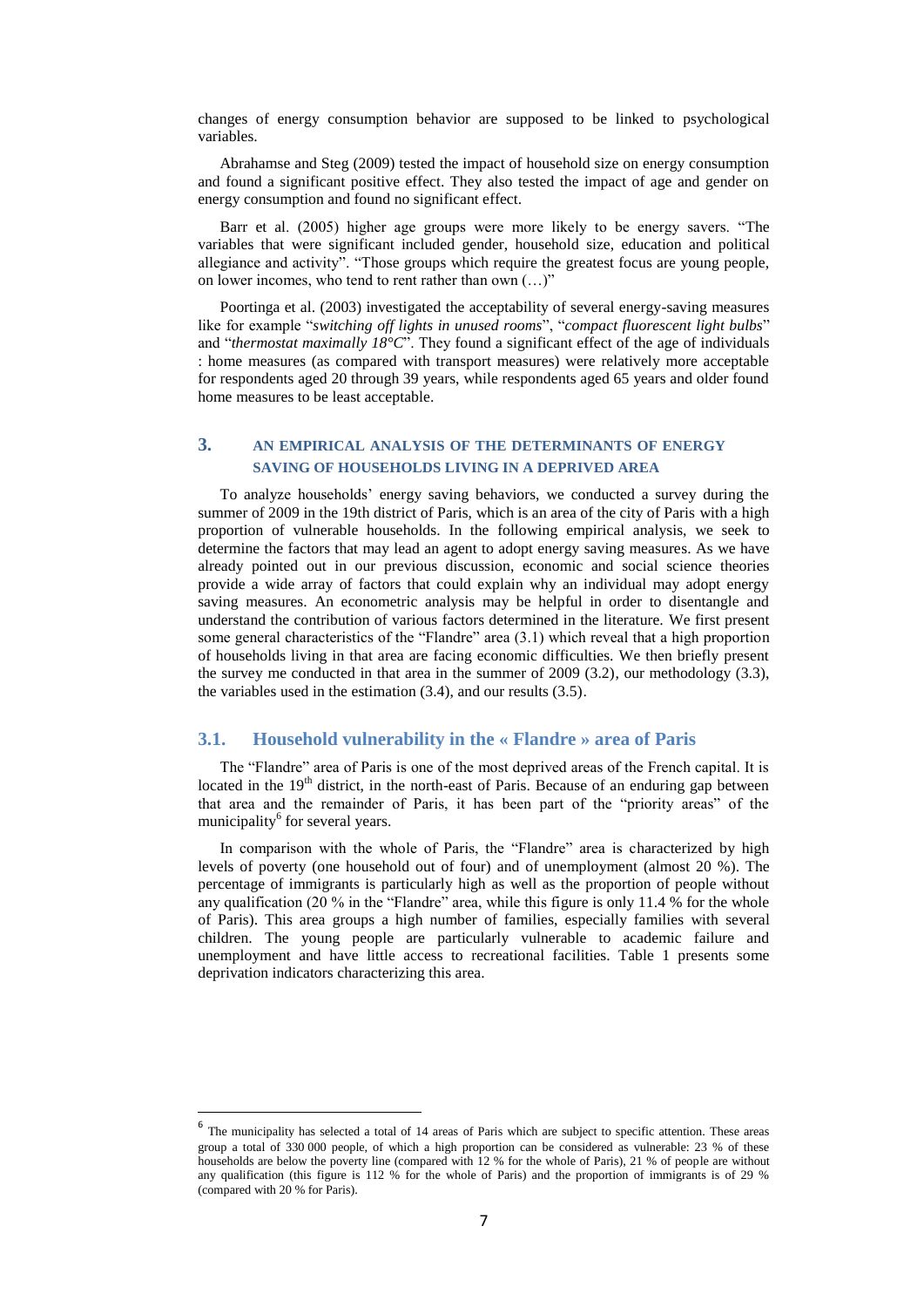changes of energy consumption behavior are supposed to be linked to psychological variables.

Abrahamse and Steg (2009) tested the impact of household size on energy consumption and found a significant positive effect. They also tested the impact of age and gender on energy consumption and found no significant effect.

Barr et al. (2005) higher age groups were more likely to be energy savers. "The variables that were significant included gender, household size, education and political allegiance and activity". "Those groups which require the greatest focus are young people, on lower incomes, who tend to rent rather than own (…)"

Poortinga et al. (2003) investigated the acceptability of several energy-saving measures like for example "*switching off lights in unused rooms*", "*compact fluorescent light bulbs*" and "*thermostat maximally 18°C*". They found a significant effect of the age of individuals : home measures (as compared with transport measures) were relatively more acceptable for respondents aged 20 through 39 years, while respondents aged 65 years and older found home measures to be least acceptable.

## 3. AN EMPIRICAL ANALYSIS OF THE DETERMINANTS OF ENERGY SAVING OF HOUSEHOLDS LIVING IN A DEPRIVED AREA

To analyze households' energy saving behaviors, we conducted a survey during the summer of 2009 in the 19th district of Paris, which is an area of the city of Paris with a high proportion of vulnerable households. In the following empirical analysis, we seek to determine the factors that may lead an agent to adopt energy saving measures. As we have already pointed out in our previous discussion, economic and social science theories provide a wide array of factors that could explain why an individual may adopt energy saving measures. An econometric analysis may be helpful in order to disentangle and understand the contribution of various factors determined in the literature. We first present some general characteristics of the "Flandre" area (3.1) which reveal that a high proportion of households living in that area are facing economic difficulties. We then briefly present the survey me conducted in that area in the summer of 2009 (3.2), our methodology (3.3), the variables used in the estimation (3.4), and our results (3.5).

### 3.1. Household vulnerability in the « Flandre » area of Paris

The "Flandre" area of Paris is one of the most deprived areas of the French capital. It is located in the 19th district, in the north-east of Paris. Because of an enduring gap between that area and the remainder of Paris, it has been part of the "priority areas" of the municipality[6] for several years.

In comparison with the whole of Paris, the "Flandre" area is characterized by high levels of poverty (one household out of four) and of unemployment (almost 20 %). The percentage of immigrants is particularly high as well as the proportion of people without any qualification (20 % in the "Flandre" area, while this figure is only 11.4 % for the whole of Paris). This area groups a high number of families, especially families with several children. The young people are particularly vulnerable to academic failure and unemployment and have little access to recreational facilities. Table 1 presents some deprivation indicators characterizing this area.

---

[6] The municipality has selected a total of 14 areas of Paris which are subject to specific attention. These areas group a total of 330 000 people, of which a high proportion can be considered as vulnerable: 23 % of these households are below the poverty line (compared with 12 % for the whole of Paris), 21 % of people are without any qualification (this figure is 112 % for the whole of Paris) and the proportion of immigrants is of 29 % (compared with 20 % for Paris).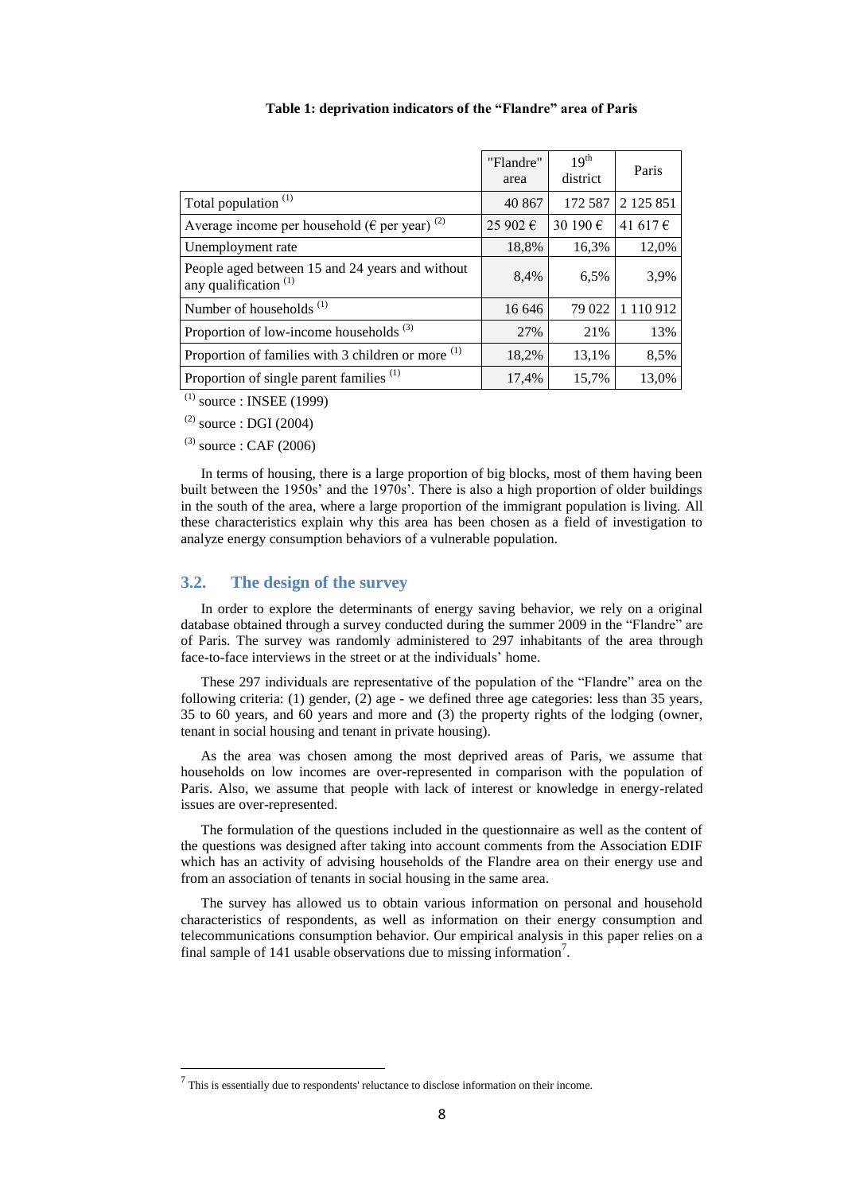**Table 1: deprivation indicators of the "Flandre" area of Paris**

| | "Flandre" area | 19th district | Paris |
|---|---|---|---|
| Total population [(1)] | 40 867 | 172 587 | 2 125 851 |
| Average income per household (€ per year) [(2)] | 25 902 € | 30 190 € | 41 617 € |
| Unemployment rate | 18,8% | 16,3% | 12,0% |
| People aged between 15 and 24 years and without any qualification [(1)] | 8,4% | 6,5% | 3,9% |
| Number of households [(1)] | 16 646 | 79 022 | 1 110 912 |
| Proportion of low-income households [(3)] | 27% | 21% | 13% |
| Proportion of families with 3 children or more [(1)] | 18,2% | 13,1% | 8,5% |
| Proportion of single parent families [(1)] | 17,4% | 15,7% | 13,0% |

[(1)] source : INSEE (1999)

[(2)] source : DGI (2004)

[(3)] source : CAF (2006)

In terms of housing, there is a large proportion of big blocks, most of them having been built between the 1950s' and the 1970s'. There is also a high proportion of older buildings in the south of the area, where a large proportion of the immigrant population is living. All these characteristics explain why this area has been chosen as a field of investigation to analyze energy consumption behaviors of a vulnerable population.

## 3.2. The design of the survey

In order to explore the determinants of energy saving behavior, we rely on a original database obtained through a survey conducted during the summer 2009 in the "Flandre" are of Paris. The survey was randomly administered to 297 inhabitants of the area through face-to-face interviews in the street or at the individuals' home.

These 297 individuals are representative of the population of the "Flandre" area on the following criteria: (1) gender, (2) age - we defined three age categories: less than 35 years, 35 to 60 years, and 60 years and more and (3) the property rights of the lodging (owner, tenant in social housing and tenant in private housing).

As the area was chosen among the most deprived areas of Paris, we assume that households on low incomes are over-represented in comparison with the population of Paris. Also, we assume that people with lack of interest or knowledge in energy-related issues are over-represented.

The formulation of the questions included in the questionnaire as well as the content of the questions was designed after taking into account comments from the Association EDIF which has an activity of advising households of the Flandre area on their energy use and from an association of tenants in social housing in the same area.

The survey has allowed us to obtain various information on personal and household characteristics of respondents, as well as information on their energy consumption and telecommunications consumption behavior. Our empirical analysis in this paper relies on a final sample of 141 usable observations due to missing information[7].

[7] This is essentially due to respondents' reluctance to disclose information on their income.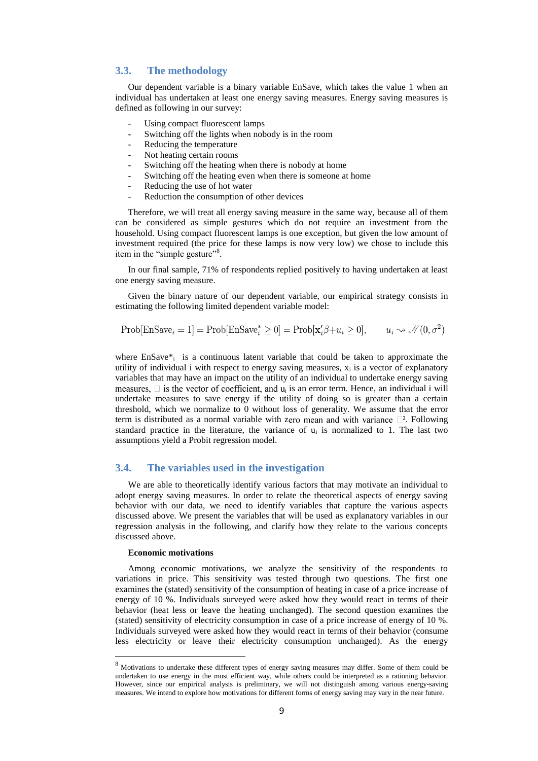## 3.3. The methodology

Our dependent variable is a binary variable EnSave, which takes the value 1 when an individual has undertaken at least one energy saving measures. Energy saving measures is defined as following in our survey:

- Using compact fluorescent lamps
- Switching off the lights when nobody is in the room
- Reducing the temperature
- Not heating certain rooms
- Switching off the heating when there is nobody at home
- Switching off the heating even when there is someone at home
- Reducing the use of hot water
- Reduction the consumption of other devices

Therefore, we will treat all energy saving measure in the same way, because all of them can be considered as simple gestures which do not require an investment from the household. Using compact fluorescent lamps is one exception, but given the low amount of investment required (the price for these lamps is now very low) we chose to include this item in the "simple gesture"[8].

In our final sample, 71% of respondents replied positively to having undertaken at least one energy saving measure.

Given the binary nature of our dependent variable, our empirical strategy consists in estimating the following limited dependent variable model:

$$\text{Prob}[\text{EnSave}_i = 1] = \text{Prob}[\text{EnSave}_i^* \geq 0] = \text{Prob}[\mathbf{x}_i'\beta + u_i \geq 0], \qquad u_i \rightsquigarrow \mathcal{N}(0, \sigma^2)$$

where $\text{EnSave}^*_i$ is a continuous latent variable that could be taken to approximate the utility of individual i with respect to energy saving measures, $x_i$ is a vector of explanatory variables that may have an impact on the utility of an individual to undertake energy saving measures, $\beta$ is the vector of coefficient, and $u_i$ is an error term. Hence, an individual i will undertake measures to save energy if the utility of doing so is greater than a certain threshold, which we normalize to 0 without loss of generality. We assume that the error term is distributed as a normal variable with zero mean and with variance $\sigma^2$. Following standard practice in the literature, the variance of $u_i$ is normalized to 1. The last two assumptions yield a Probit regression model.

## 3.4. The variables used in the investigation

We are able to theoretically identify various factors that may motivate an individual to adopt energy saving measures. In order to relate the theoretical aspects of energy saving behavior with our data, we need to identify variables that capture the various aspects discussed above. We present the variables that will be used as explanatory variables in our regression analysis in the following, and clarify how they relate to the various concepts discussed above.

**Economic motivations**

Among economic motivations, we analyze the sensitivity of the respondents to variations in price. This sensitivity was tested through two questions. The first one examines the (stated) sensitivity of the consumption of heating in case of a price increase of energy of 10 %. Individuals surveyed were asked how they would react in terms of their behavior (heat less or leave the heating unchanged). The second question examines the (stated) sensitivity of electricity consumption in case of a price increase of energy of 10 %. Individuals surveyed were asked how they would react in terms of their behavior (consume less electricity or leave their electricity consumption unchanged). As the energy

---

[8] Motivations to undertake these different types of energy saving measures may differ. Some of them could be undertaken to use energy in the most efficient way, while others could be interpreted as a rationing behavior. However, since our empirical analysis is preliminary, we will not distinguish among various energy-saving measures. We intend to explore how motivations for different forms of energy saving may vary in the near future.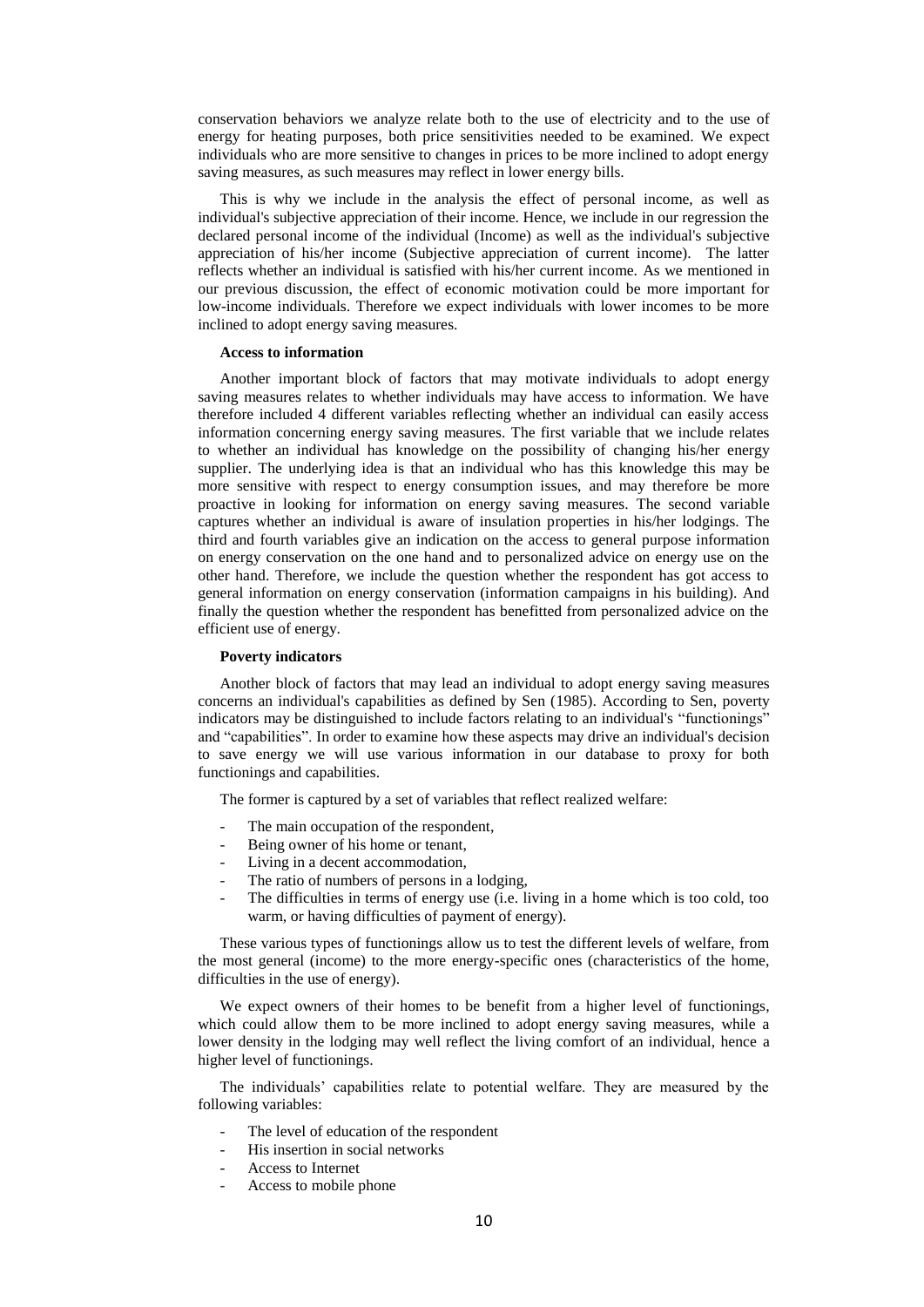conservation behaviors we analyze relate both to the use of electricity and to the use of energy for heating purposes, both price sensitivities needed to be examined. We expect individuals who are more sensitive to changes in prices to be more inclined to adopt energy saving measures, as such measures may reflect in lower energy bills.

This is why we include in the analysis the effect of personal income, as well as individual's subjective appreciation of their income. Hence, we include in our regression the declared personal income of the individual (Income) as well as the individual's subjective appreciation of his/her income (Subjective appreciation of current income). The latter reflects whether an individual is satisfied with his/her current income. As we mentioned in our previous discussion, the effect of economic motivation could be more important for low-income individuals. Therefore we expect individuals with lower incomes to be more inclined to adopt energy saving measures.

**Access to information**

Another important block of factors that may motivate individuals to adopt energy saving measures relates to whether individuals may have access to information. We have therefore included 4 different variables reflecting whether an individual can easily access information concerning energy saving measures. The first variable that we include relates to whether an individual has knowledge on the possibility of changing his/her energy supplier. The underlying idea is that an individual who has this knowledge this may be more sensitive with respect to energy consumption issues, and may therefore be more proactive in looking for information on energy saving measures. The second variable captures whether an individual is aware of insulation properties in his/her lodgings. The third and fourth variables give an indication on the access to general purpose information on energy conservation on the one hand and to personalized advice on energy use on the other hand. Therefore, we include the question whether the respondent has got access to general information on energy conservation (information campaigns in his building). And finally the question whether the respondent has benefitted from personalized advice on the efficient use of energy.

**Poverty indicators**

Another block of factors that may lead an individual to adopt energy saving measures concerns an individual's capabilities as defined by Sen (1985). According to Sen, poverty indicators may be distinguished to include factors relating to an individual's "functionings" and "capabilities". In order to examine how these aspects may drive an individual's decision to save energy we will use various information in our database to proxy for both functionings and capabilities.

The former is captured by a set of variables that reflect realized welfare:

- The main occupation of the respondent,
- Being owner of his home or tenant,
- Living in a decent accommodation,
- The ratio of numbers of persons in a lodging,
- The difficulties in terms of energy use (i.e. living in a home which is too cold, too warm, or having difficulties of payment of energy).

These various types of functionings allow us to test the different levels of welfare, from the most general (income) to the more energy-specific ones (characteristics of the home, difficulties in the use of energy).

We expect owners of their homes to be benefit from a higher level of functionings, which could allow them to be more inclined to adopt energy saving measures, while a lower density in the lodging may well reflect the living comfort of an individual, hence a higher level of functionings.

The individuals' capabilities relate to potential welfare. They are measured by the following variables:

- The level of education of the respondent
- His insertion in social networks
- Access to Internet
- Access to mobile phone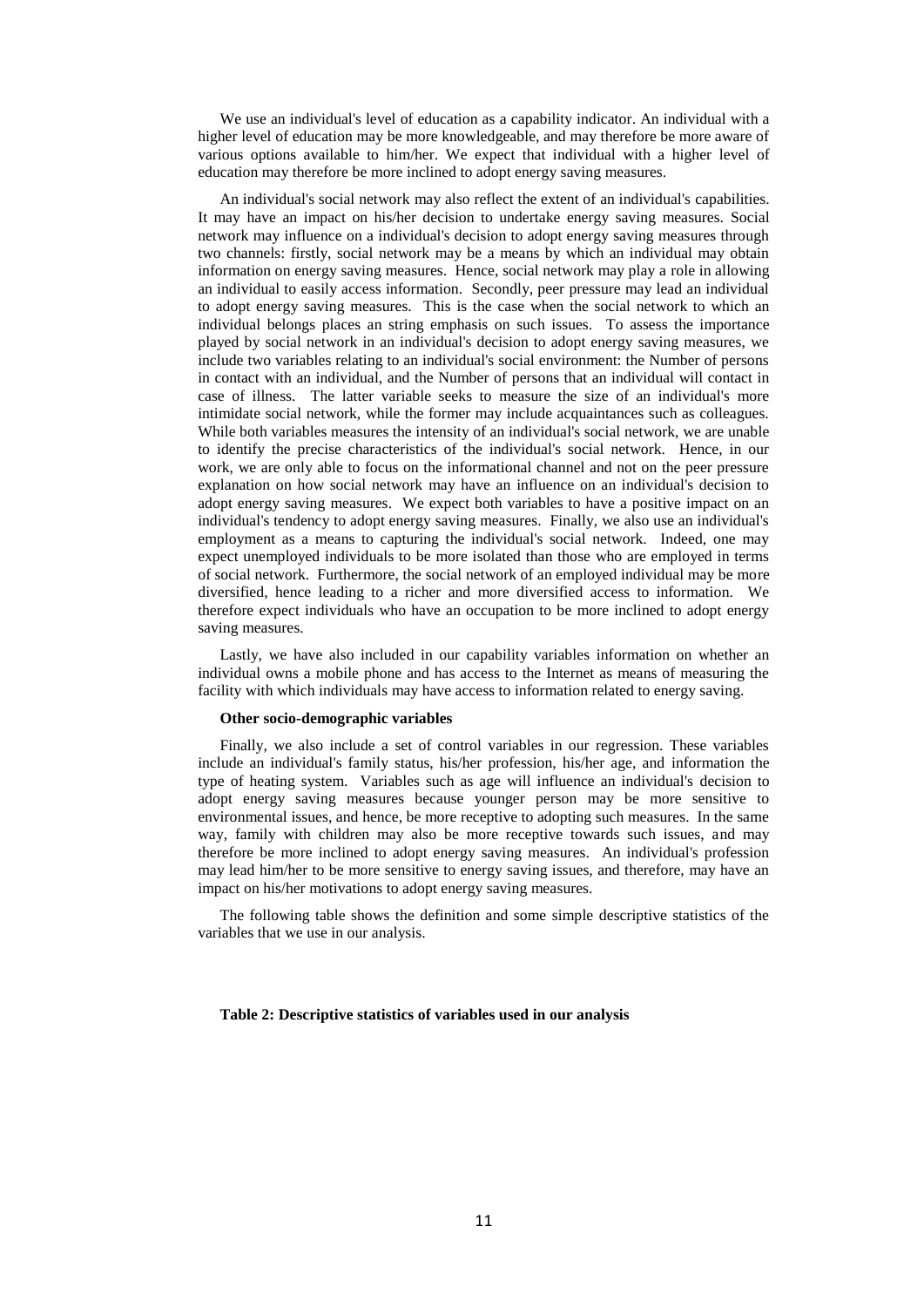We use an individual's level of education as a capability indicator. An individual with a higher level of education may be more knowledgeable, and may therefore be more aware of various options available to him/her. We expect that individual with a higher level of education may therefore be more inclined to adopt energy saving measures.

An individual's social network may also reflect the extent of an individual's capabilities. It may have an impact on his/her decision to undertake energy saving measures. Social network may influence on a individual's decision to adopt energy saving measures through two channels: firstly, social network may be a means by which an individual may obtain information on energy saving measures. Hence, social network may play a role in allowing an individual to easily access information. Secondly, peer pressure may lead an individual to adopt energy saving measures. This is the case when the social network to which an individual belongs places an string emphasis on such issues. To assess the importance played by social network in an individual's decision to adopt energy saving measures, we include two variables relating to an individual's social environment: the Number of persons in contact with an individual, and the Number of persons that an individual will contact in case of illness. The latter variable seeks to measure the size of an individual's more intimidate social network, while the former may include acquaintances such as colleagues. While both variables measures the intensity of an individual's social network, we are unable to identify the precise characteristics of the individual's social network. Hence, in our work, we are only able to focus on the informational channel and not on the peer pressure explanation on how social network may have an influence on an individual's decision to adopt energy saving measures. We expect both variables to have a positive impact on an individual's tendency to adopt energy saving measures. Finally, we also use an individual's employment as a means to capturing the individual's social network. Indeed, one may expect unemployed individuals to be more isolated than those who are employed in terms of social network. Furthermore, the social network of an employed individual may be more diversified, hence leading to a richer and more diversified access to information. We therefore expect individuals who have an occupation to be more inclined to adopt energy saving measures.

Lastly, we have also included in our capability variables information on whether an individual owns a mobile phone and has access to the Internet as means of measuring the facility with which individuals may have access to information related to energy saving.

**Other socio-demographic variables**

Finally, we also include a set of control variables in our regression. These variables include an individual's family status, his/her profession, his/her age, and information the type of heating system. Variables such as age will influence an individual's decision to adopt energy saving measures because younger person may be more sensitive to environmental issues, and hence, be more receptive to adopting such measures. In the same way, family with children may also be more receptive towards such issues, and may therefore be more inclined to adopt energy saving measures. An individual's profession may lead him/her to be more sensitive to energy saving issues, and therefore, may have an impact on his/her motivations to adopt energy saving measures.

The following table shows the definition and some simple descriptive statistics of the variables that we use in our analysis.

**Table 2: Descriptive statistics of variables used in our analysis**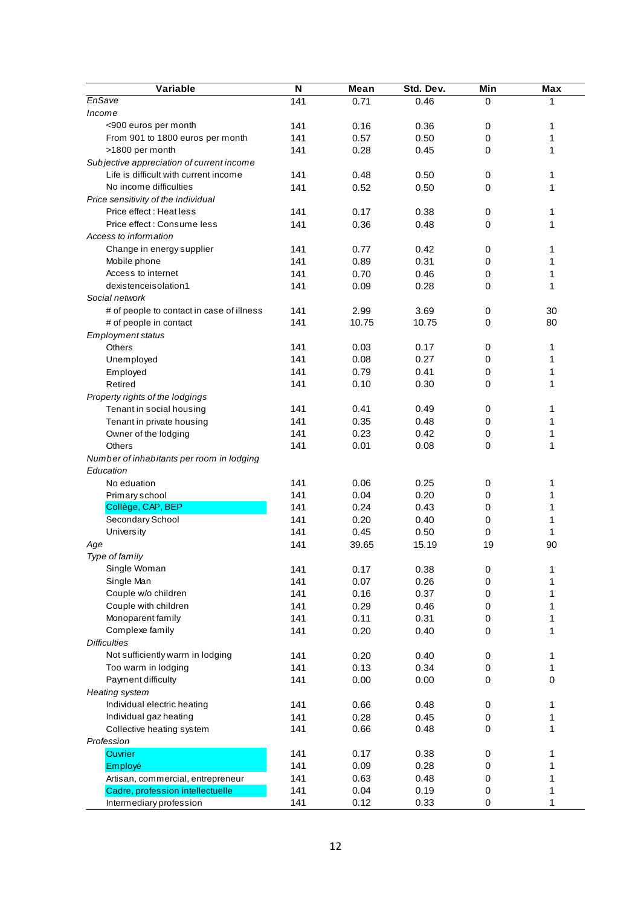| Variable | N | Mean | Std. Dev. | Min | Max |
|---|---|---|---|---|---|
| *EnSave* | 141 | 0.71 | 0.46 | 0 | 1 |
| *Income* | | | | | |
| <900 euros per month | 141 | 0.16 | 0.36 | 0 | 1 |
| From 901 to 1800 euros per month | 141 | 0.57 | 0.50 | 0 | 1 |
| >1800 per month | 141 | 0.28 | 0.45 | 0 | 1 |
| *Subjective appreciation of current income* | | | | | |
| Life is difficult with current income | 141 | 0.48 | 0.50 | 0 | 1 |
| No income difficulties | 141 | 0.52 | 0.50 | 0 | 1 |
| *Price sensitivity of the individual* | | | | | |
| Price effect : Heat less | 141 | 0.17 | 0.38 | 0 | 1 |
| Price effect : Consume less | 141 | 0.36 | 0.48 | 0 | 1 |
| *Access to information* | | | | | |
| Change in energy supplier | 141 | 0.77 | 0.42 | 0 | 1 |
| Mobile phone | 141 | 0.89 | 0.31 | 0 | 1 |
| Access to internet | 141 | 0.70 | 0.46 | 0 | 1 |
| dexistenceisolation1 | 141 | 0.09 | 0.28 | 0 | 1 |
| *Social network* | | | | | |
| # of people to contact in case of illness | 141 | 2.99 | 3.69 | 0 | 30 |
| # of people in contact | 141 | 10.75 | 10.75 | 0 | 80 |
| *Employment status* | | | | | |
| Others | 141 | 0.03 | 0.17 | 0 | 1 |
| Unemployed | 141 | 0.08 | 0.27 | 0 | 1 |
| Employed | 141 | 0.79 | 0.41 | 0 | 1 |
| Retired | 141 | 0.10 | 0.30 | 0 | 1 |
| *Property rights of the lodgings* | | | | | |
| Tenant in social housing | 141 | 0.41 | 0.49 | 0 | 1 |
| Tenant in private housing | 141 | 0.35 | 0.48 | 0 | 1 |
| Owner of the lodging | 141 | 0.23 | 0.42 | 0 | 1 |
| Others | 141 | 0.01 | 0.08 | 0 | 1 |
| *Number of inhabitants per room in lodging* | | | | | |
| *Education* | | | | | |
| No eduation | 141 | 0.06 | 0.25 | 0 | 1 |
| Primary school | 141 | 0.04 | 0.20 | 0 | 1 |
| Collège, CAP, BEP | 141 | 0.24 | 0.43 | 0 | 1 |
| Secondary School | 141 | 0.20 | 0.40 | 0 | 1 |
| University | 141 | 0.45 | 0.50 | 0 | 1 |
| *Age* | 141 | 39.65 | 15.19 | 19 | 90 |
| *Type of family* | | | | | |
| Single Woman | 141 | 0.17 | 0.38 | 0 | 1 |
| Single Man | 141 | 0.07 | 0.26 | 0 | 1 |
| Couple w/o children | 141 | 0.16 | 0.37 | 0 | 1 |
| Couple with children | 141 | 0.29 | 0.46 | 0 | 1 |
| Monoparent family | 141 | 0.11 | 0.31 | 0 | 1 |
| Complexe family | 141 | 0.20 | 0.40 | 0 | 1 |
| *Difficulties* | | | | | |
| Not sufficiently warm in lodging | 141 | 0.20 | 0.40 | 0 | 1 |
| Too warm in lodging | 141 | 0.13 | 0.34 | 0 | 1 |
| Payment difficulty | 141 | 0.00 | 0.00 | 0 | 0 |
| *Heating system* | | | | | |
| Individual electric heating | 141 | 0.66 | 0.48 | 0 | 1 |
| Individual gaz heating | 141 | 0.28 | 0.45 | 0 | 1 |
| Collective heating system | 141 | 0.66 | 0.48 | 0 | 1 |
| *Profession* | | | | | |
| Ouvrier | 141 | 0.17 | 0.38 | 0 | 1 |
| Employé | 141 | 0.09 | 0.28 | 0 | 1 |
| Artisan, commercial, entrepreneur | 141 | 0.63 | 0.48 | 0 | 1 |
| Cadre, profession intellectuelle | 141 | 0.04 | 0.19 | 0 | 1 |
| Intermediary profession | 141 | 0.12 | 0.33 | 0 | 1 |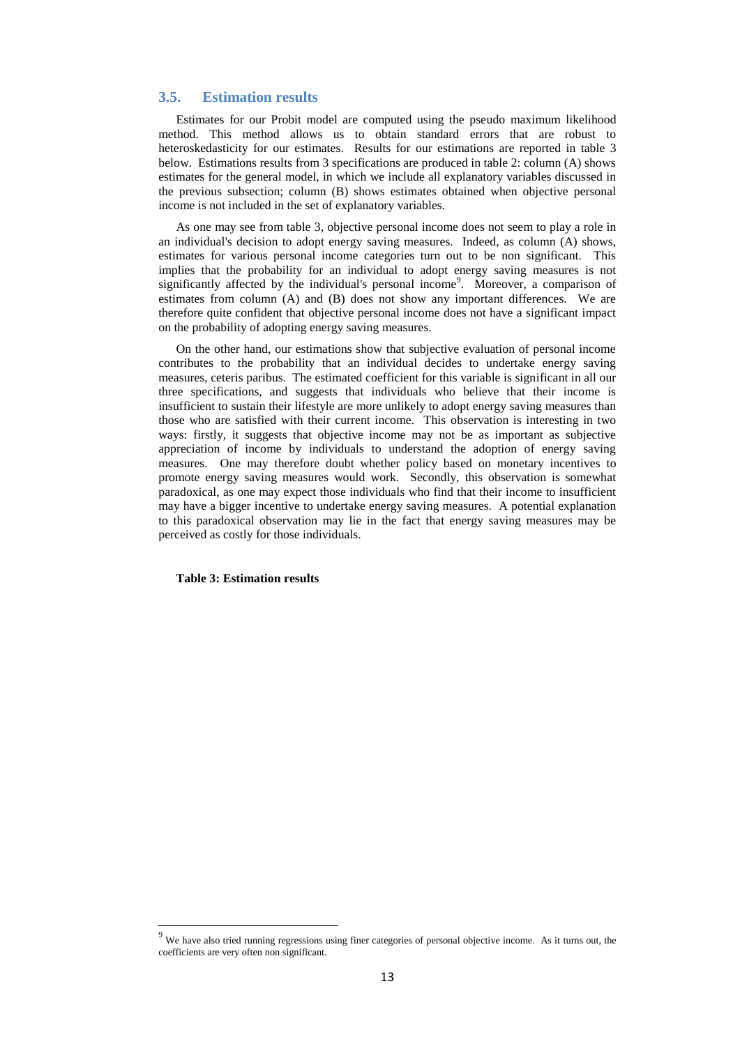### 3.5. Estimation results

Estimates for our Probit model are computed using the pseudo maximum likelihood method. This method allows us to obtain standard errors that are robust to heteroskedasticity for our estimates. Results for our estimations are reported in table 3 below. Estimations results from 3 specifications are produced in table 2: column (A) shows estimates for the general model, in which we include all explanatory variables discussed in the previous subsection; column (B) shows estimates obtained when objective personal income is not included in the set of explanatory variables.

As one may see from table 3, objective personal income does not seem to play a role in an individual's decision to adopt energy saving measures. Indeed, as column (A) shows, estimates for various personal income categories turn out to be non significant. This implies that the probability for an individual to adopt energy saving measures is not significantly affected by the individual's personal income[9]. Moreover, a comparison of estimates from column (A) and (B) does not show any important differences. We are therefore quite confident that objective personal income does not have a significant impact on the probability of adopting energy saving measures.

On the other hand, our estimations show that subjective evaluation of personal income contributes to the probability that an individual decides to undertake energy saving measures, ceteris paribus. The estimated coefficient for this variable is significant in all our three specifications, and suggests that individuals who believe that their income is insufficient to sustain their lifestyle are more unlikely to adopt energy saving measures than those who are satisfied with their current income. This observation is interesting in two ways: firstly, it suggests that objective income may not be as important as subjective appreciation of income by individuals to understand the adoption of energy saving measures. One may therefore doubt whether policy based on monetary incentives to promote energy saving measures would work. Secondly, this observation is somewhat paradoxical, as one may expect those individuals who find that their income to insufficient may have a bigger incentive to undertake energy saving measures. A potential explanation to this paradoxical observation may lie in the fact that energy saving measures may be perceived as costly for those individuals.

**Table 3: Estimation results**

[9] We have also tried running regressions using finer categories of personal objective income. As it turns out, the coefficients are very often non significant.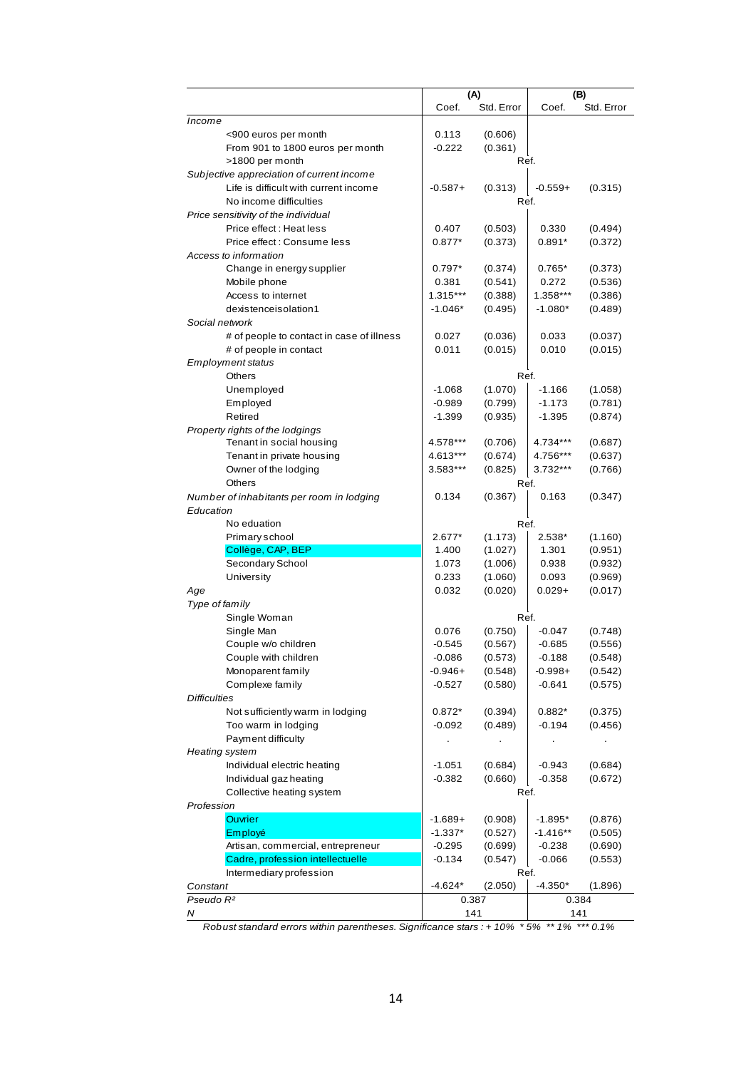| | (A) | | (B) | |
|---|---|---|---|---|
| | Coef. | Std. Error | Coef. | Std. Error |
| *Income* | | | | |
| <900 euros per month | 0.113 | (0.606) | | |
| From 901 to 1800 euros per month | -0.222 | (0.361) | | |
| >1800 per month | Réf. | | | |
| *Subjective appreciation of current income* | | | | |
| Life is difficult with current income | -0.587+ | (0.313) | -0.559+ | (0.315) |
| No income difficulties | Réf. | | | |
| *Price sensitivity of the individual* | | | | |
| Price effect : Heat less | 0.407 | (0.503) | 0.330 | (0.494) |
| Price effect : Consume less | 0.877* | (0.373) | 0.891* | (0.372) |
| *Access to information* | | | | |
| Change in energy supplier | 0.797* | (0.374) | 0.765* | (0.373) |
| Mobile phone | 0.381 | (0.541) | 0.272 | (0.536) |
| Access to internet | 1.315*** | (0.388) | 1.358*** | (0.386) |
| dexistenceisolation1 | -1.046* | (0.495) | -1.080* | (0.489) |
| *Social network* | | | | |
| # of people to contact in case of illness | 0.027 | (0.036) | 0.033 | (0.037) |
| # of people in contact | 0.011 | (0.015) | 0.010 | (0.015) |
| *Employment status* | | | | |
| Others | Réf. | | | |
| Unemployed | -1.068 | (1.070) | -1.166 | (1.058) |
| Employed | -0.989 | (0.799) | -1.173 | (0.781) |
| Retired | -1.399 | (0.935) | -1.395 | (0.874) |
| *Property rights of the lodgings* | | | | |
| Tenant in social housing | 4.578*** | (0.706) | 4.734*** | (0.687) |
| Tenant in private housing | 4.613*** | (0.674) | 4.756*** | (0.637) |
| Owner of the lodging | 3.583*** | (0.825) | 3.732*** | (0.766) |
| Others | Réf. | | | |
| *Number of inhabitants per room in lodging* | 0.134 | (0.367) | 0.163 | (0.347) |
| *Education* | | | | |
| No eduation | Réf. | | | |
| Primary school | 2.677* | (1.173) | 2.538* | (1.160) |
| Collège, CAP, BEP | 1.400 | (1.027) | 1.301 | (0.951) |
| Secondary School | 1.073 | (1.006) | 0.938 | (0.932) |
| University | 0.233 | (1.060) | 0.093 | (0.969) |
| *Age* | 0.032 | (0.020) | 0.029+ | (0.017) |
| *Type of family* | | | | |
| Single Woman | Réf. | | | |
| Single Man | 0.076 | (0.750) | -0.047 | (0.748) |
| Couple w/o children | -0.545 | (0.567) | -0.685 | (0.556) |
| Couple with children | -0.086 | (0.573) | -0.188 | (0.548) |
| Monoparent family | -0.946+ | (0.548) | -0.998+ | (0.542) |
| Complexe family | -0.527 | (0.580) | -0.641 | (0.575) |
| *Difficulties* | | | | |
| Not sufficiently warm in lodging | 0.872* | (0.394) | 0.882* | (0.375) |
| Too warm in lodging | -0.092 | (0.489) | -0.194 | (0.456) |
| Payment difficulty | . | . | . | . |
| *Heating system* | | | | |
| Individual electric heating | -1.051 | (0.684) | -0.943 | (0.684) |
| Individual gaz heating | -0.382 | (0.660) | -0.358 | (0.672) |
| Collective heating system | Réf. | | | |
| *Profession* | | | | |
| Ouvrier | -1.689+ | (0.908) | -1.895* | (0.876) |
| Employé | -1.337* | (0.527) | -1.416** | (0.505) |
| Artisan, commercial, entrepreneur | -0.295 | (0.699) | -0.238 | (0.690) |
| Cadre, profession intellectuelle | -0.134 | (0.547) | -0.066 | (0.553) |
| Intermediary profession | Réf. | | | |
| *Constant* | -4.624* | (2.050) | -4.350* | (1.896) |
| *Pseudo $R^2$* | 0.387 | | 0.384 | |
| *N* | 141 | | 141 | |

*Robust standard errors within parentheses. Significance stars : + 10% * 5% ** 1% *** 0.1%*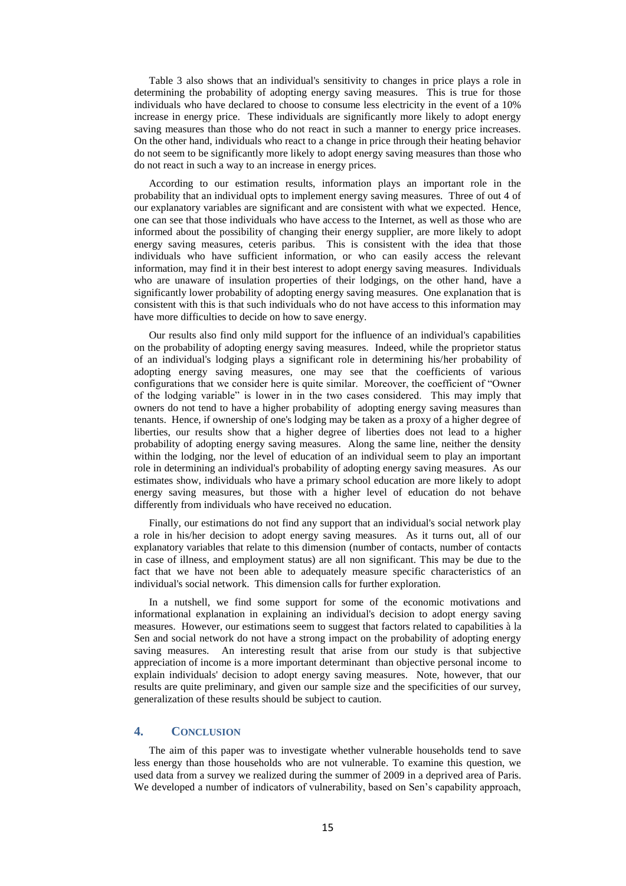Table 3 also shows that an individual's sensitivity to changes in price plays a role in determining the probability of adopting energy saving measures. This is true for those individuals who have declared to choose to consume less electricity in the event of a 10% increase in energy price. These individuals are significantly more likely to adopt energy saving measures than those who do not react in such a manner to energy price increases. On the other hand, individuals who react to a change in price through their heating behavior do not seem to be significantly more likely to adopt energy saving measures than those who do not react in such a way to an increase in energy prices.

According to our estimation results, information plays an important role in the probability that an individual opts to implement energy saving measures. Three of out 4 of our explanatory variables are significant and are consistent with what we expected. Hence, one can see that those individuals who have access to the Internet, as well as those who are informed about the possibility of changing their energy supplier, are more likely to adopt energy saving measures, ceteris paribus. This is consistent with the idea that those individuals who have sufficient information, or who can easily access the relevant information, may find it in their best interest to adopt energy saving measures. Individuals who are unaware of insulation properties of their lodgings, on the other hand, have a significantly lower probability of adopting energy saving measures. One explanation that is consistent with this is that such individuals who do not have access to this information may have more difficulties to decide on how to save energy.

Our results also find only mild support for the influence of an individual's capabilities on the probability of adopting energy saving measures. Indeed, while the proprietor status of an individual's lodging plays a significant role in determining his/her probability of adopting energy saving measures, one may see that the coefficients of various configurations that we consider here is quite similar. Moreover, the coefficient of "Owner of the lodging variable" is lower in in the two cases considered. This may imply that owners do not tend to have a higher probability of adopting energy saving measures than tenants. Hence, if ownership of one's lodging may be taken as a proxy of a higher degree of liberties, our results show that a higher degree of liberties does not lead to a higher probability of adopting energy saving measures. Along the same line, neither the density within the lodging, nor the level of education of an individual seem to play an important role in determining an individual's probability of adopting energy saving measures. As our estimates show, individuals who have a primary school education are more likely to adopt energy saving measures, but those with a higher level of education do not behave differently from individuals who have received no education.

Finally, our estimations do not find any support that an individual's social network play a role in his/her decision to adopt energy saving measures. As it turns out, all of our explanatory variables that relate to this dimension (number of contacts, number of contacts in case of illness, and employment status) are all non significant. This may be due to the fact that we have not been able to adequately measure specific characteristics of an individual's social network. This dimension calls for further exploration.

In a nutshell, we find some support for some of the economic motivations and informational explanation in explaining an individual's decision to adopt energy saving measures. However, our estimations seem to suggest that factors related to capabilities à la Sen and social network do not have a strong impact on the probability of adopting energy saving measures. An interesting result that arise from our study is that subjective appreciation of income is a more important determinant than objective personal income to explain individuals' decision to adopt energy saving measures. Note, however, that our results are quite preliminary, and given our sample size and the specificities of our survey, generalization of these results should be subject to caution.

## 4. Conclusion

The aim of this paper was to investigate whether vulnerable households tend to save less energy than those households who are not vulnerable. To examine this question, we used data from a survey we realized during the summer of 2009 in a deprived area of Paris. We developed a number of indicators of vulnerability, based on Sen's capability approach,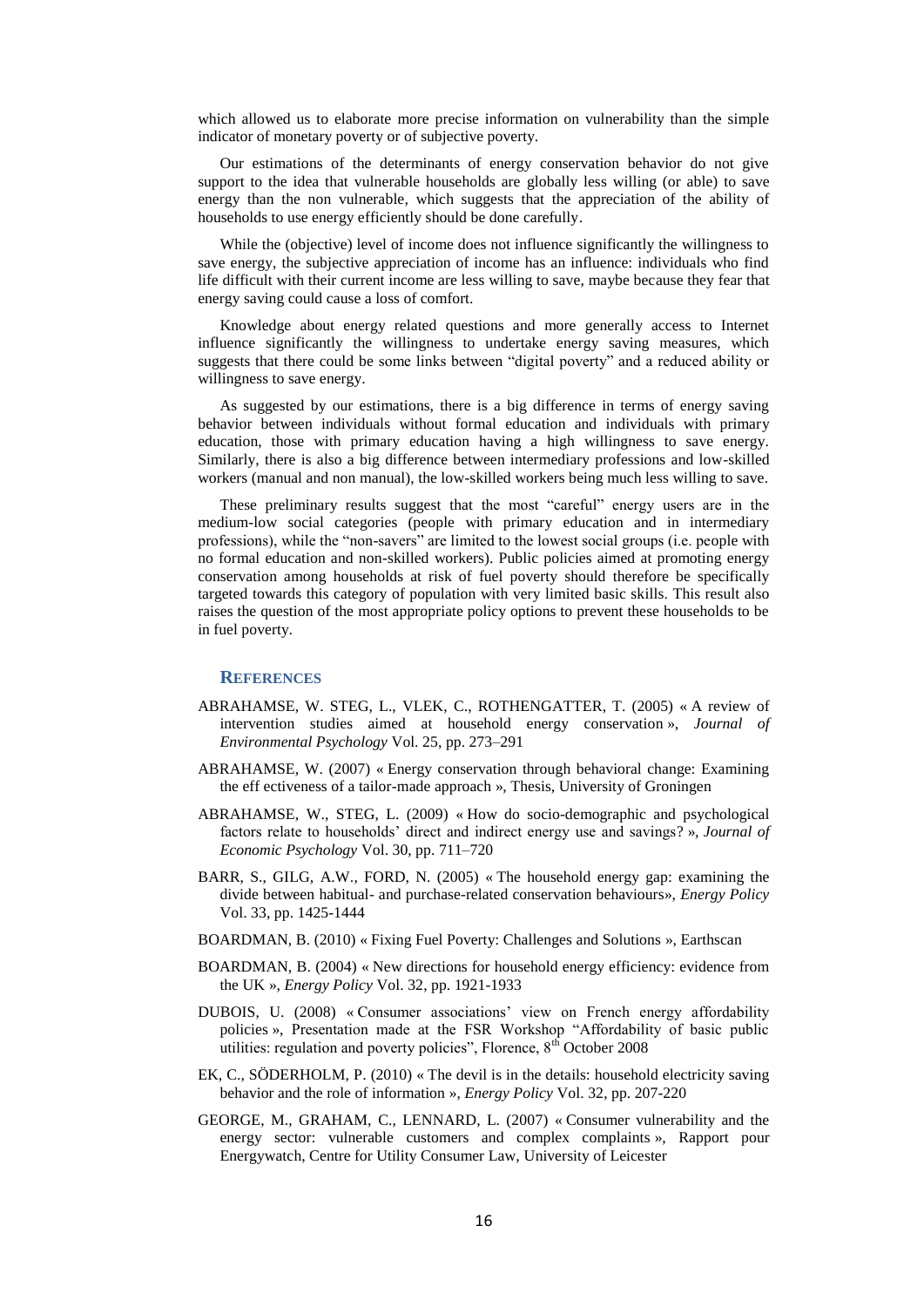which allowed us to elaborate more precise information on vulnerability than the simple indicator of monetary poverty or of subjective poverty.

Our estimations of the determinants of energy conservation behavior do not give support to the idea that vulnerable households are globally less willing (or able) to save energy than the non vulnerable, which suggests that the appreciation of the ability of households to use energy efficiently should be done carefully.

While the (objective) level of income does not influence significantly the willingness to save energy, the subjective appreciation of income has an influence: individuals who find life difficult with their current income are less willing to save, maybe because they fear that energy saving could cause a loss of comfort.

Knowledge about energy related questions and more generally access to Internet influence significantly the willingness to undertake energy saving measures, which suggests that there could be some links between "digital poverty" and a reduced ability or willingness to save energy.

As suggested by our estimations, there is a big difference in terms of energy saving behavior between individuals without formal education and individuals with primary education, those with primary education having a high willingness to save energy. Similarly, there is also a big difference between intermediary professions and low-skilled workers (manual and non manual), the low-skilled workers being much less willing to save.

These preliminary results suggest that the most "careful" energy users are in the medium-low social categories (people with primary education and in intermediary professions), while the "non-savers" are limited to the lowest social groups (i.e. people with no formal education and non-skilled workers). Public policies aimed at promoting energy conservation among households at risk of fuel poverty should therefore be specifically targeted towards this category of population with very limited basic skills. This result also raises the question of the most appropriate policy options to prevent these households to be in fuel poverty.

## REFERENCES

ABRAHAMSE, W. STEG, L., VLEK, C., ROTHENGATTER, T. (2005) « A review of intervention studies aimed at household energy conservation », *Journal of Environmental Psychology* Vol. 25, pp. 273–291

ABRAHAMSE, W. (2007) « Energy conservation through behavioral change: Examining the eff ectiveness of a tailor-made approach », Thesis, University of Groningen

ABRAHAMSE, W., STEG, L. (2009) « How do socio-demographic and psychological factors relate to households' direct and indirect energy use and savings? », *Journal of Economic Psychology* Vol. 30, pp. 711–720

BARR, S., GILG, A.W., FORD, N. (2005) « The household energy gap: examining the divide between habitual- and purchase-related conservation behaviours», *Energy Policy* Vol. 33, pp. 1425-1444

BOARDMAN, B. (2010) « Fixing Fuel Poverty: Challenges and Solutions », Earthscan

BOARDMAN, B. (2004) « New directions for household energy efficiency: evidence from the UK », *Energy Policy* Vol. 32, pp. 1921-1933

DUBOIS, U. (2008) « Consumer associations' view on French energy affordability policies », Presentation made at the FSR Workshop "Affordability of basic public utilities: regulation and poverty policies", Florence, 8th October 2008

EK, C., SÖDERHOLM, P. (2010) « The devil is in the details: household electricity saving behavior and the role of information », *Energy Policy* Vol. 32, pp. 207-220

GEORGE, M., GRAHAM, C., LENNARD, L. (2007) « Consumer vulnerability and the energy sector: vulnerable customers and complex complaints », Rapport pour Energywatch, Centre for Utility Consumer Law, University of Leicester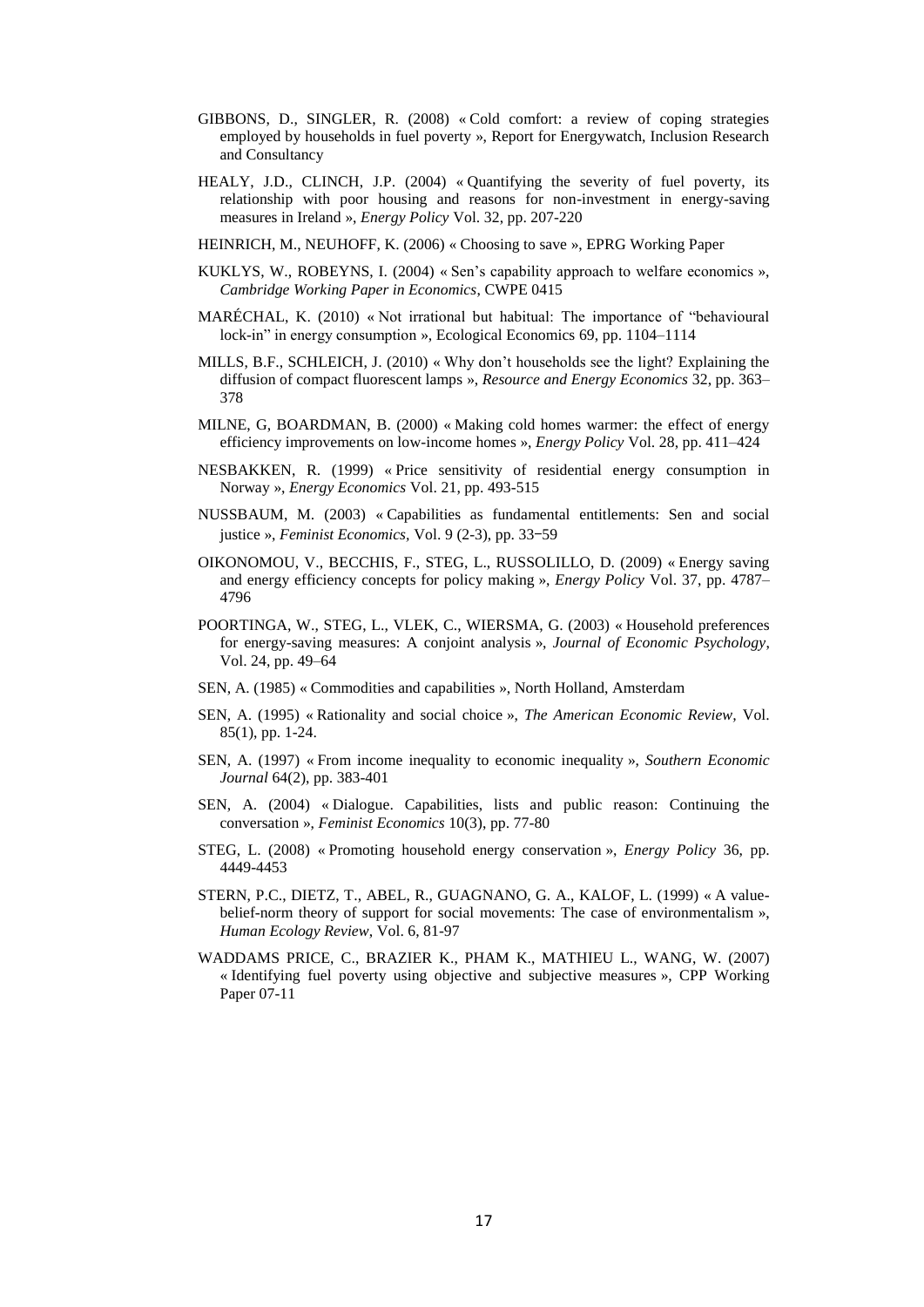GIBBONS, D., SINGLER, R. (2008) « Cold comfort: a review of coping strategies employed by households in fuel poverty », Report for Energywatch, Inclusion Research and Consultancy

HEALY, J.D., CLINCH, J.P. (2004) « Quantifying the severity of fuel poverty, its relationship with poor housing and reasons for non-investment in energy-saving measures in Ireland », *Energy Policy* Vol. 32, pp. 207-220

HEINRICH, M., NEUHOFF, K. (2006) « Choosing to save », EPRG Working Paper

KUKLYS, W., ROBEYNS, I. (2004) « Sen's capability approach to welfare economics », *Cambridge Working Paper in Economics*, CWPE 0415

MARÉCHAL, K. (2010) « Not irrational but habitual: The importance of "behavioural lock-in" in energy consumption », Ecological Economics 69, pp. 1104–1114

MILLS, B.F., SCHLEICH, J. (2010) « Why don't households see the light? Explaining the diffusion of compact fluorescent lamps », *Resource and Energy Economics* 32, pp. 363–378

MILNE, G, BOARDMAN, B. (2000) « Making cold homes warmer: the effect of energy efficiency improvements on low-income homes », *Energy Policy* Vol. 28, pp. 411–424

NESBAKKEN, R. (1999) « Price sensitivity of residential energy consumption in Norway », *Energy Economics* Vol. 21, pp. 493-515

NUSSBAUM, M. (2003) « Capabilities as fundamental entitlements: Sen and social justice », *Feminist Economics*, Vol. 9 (2-3), pp. 33−59

OIKONOMOU, V., BECCHIS, F., STEG, L., RUSSOLILLO, D. (2009) « Energy saving and energy efficiency concepts for policy making », *Energy Policy* Vol. 37, pp. 4787–4796

POORTINGA, W., STEG, L., VLEK, C., WIERSMA, G. (2003) « Household preferences for energy-saving measures: A conjoint analysis », *Journal of Economic Psychology*, Vol. 24, pp. 49–64

SEN, A. (1985) « Commodities and capabilities », North Holland, Amsterdam

SEN, A. (1995) « Rationality and social choice », *The American Economic Review*, Vol. 85(1), pp. 1-24.

SEN, A. (1997) « From income inequality to economic inequality », *Southern Economic Journal* 64(2), pp. 383-401

SEN, A. (2004) « Dialogue. Capabilities, lists and public reason: Continuing the conversation », *Feminist Economics* 10(3), pp. 77-80

STEG, L. (2008) « Promoting household energy conservation », *Energy Policy* 36, pp. 4449-4453

STERN, P.C., DIETZ, T., ABEL, R., GUAGNANO, G. A., KALOF, L. (1999) « A value-belief-norm theory of support for social movements: The case of environmentalism », *Human Ecology Review*, Vol. 6, 81-97

WADDAMS PRICE, C., BRAZIER K., PHAM K., MATHIEU L., WANG, W. (2007) « Identifying fuel poverty using objective and subjective measures », CPP Working Paper 07-11